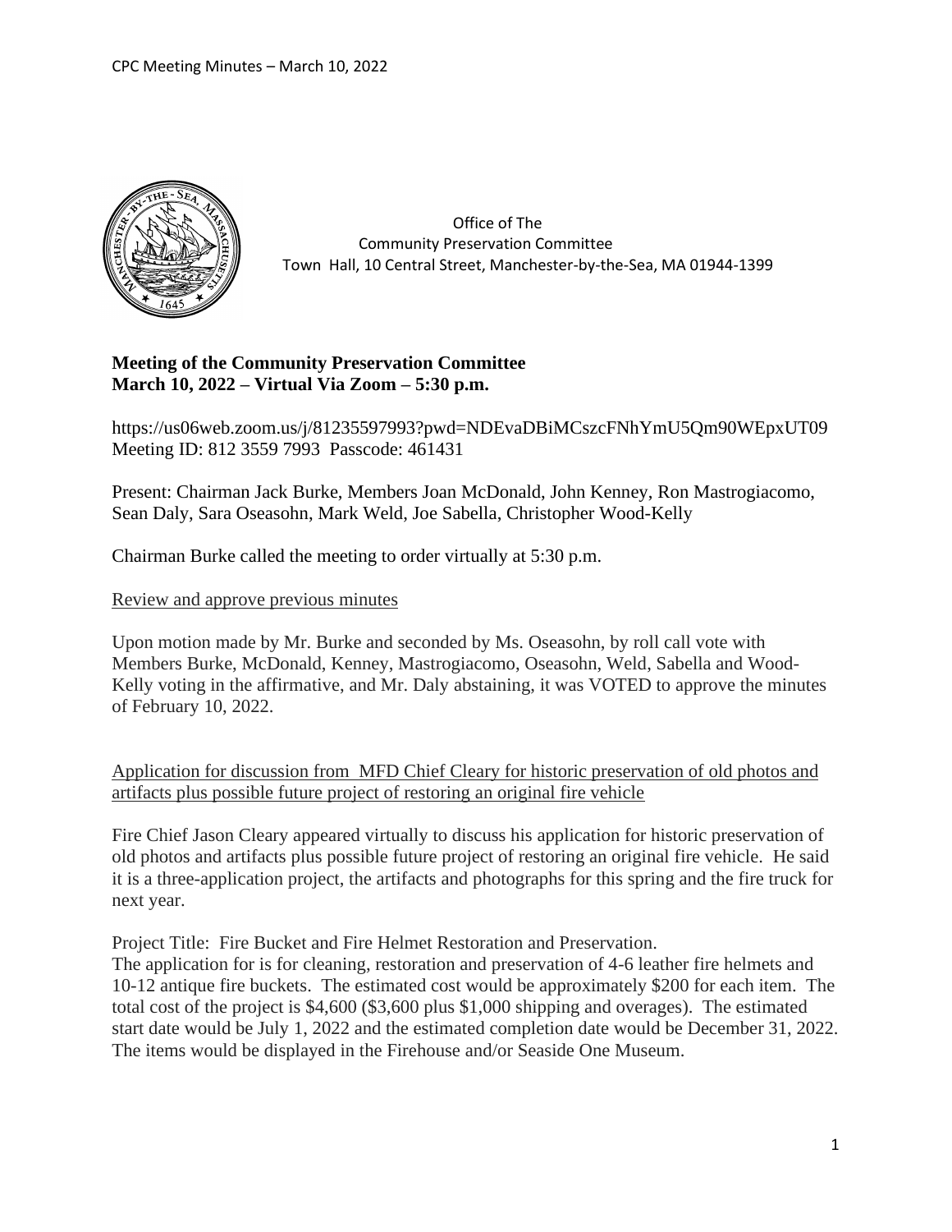Office of The
Community Preservation Committee
Town Hall, 10 Central Street, Manchester-by-the-Sea, MA 01944-1399

**Meeting of the Community Preservation Committee**
**March 10, 2022 – Virtual Via Zoom – 5:30 p.m.**

https://us06web.zoom.us/j/81235597993?pwd=NDEvaDBiMCszcFNhYmU5Qm90WEpxUT09
Meeting ID: 812 3559 7993 Passcode: 461431

Present: Chairman Jack Burke, Members Joan McDonald, John Kenney, Ron Mastrogiacomo, Sean Daly, Sara Oseasohn, Mark Weld, Joe Sabella, Christopher Wood-Kelly

Chairman Burke called the meeting to order virtually at 5:30 p.m.

Review and approve previous minutes

Upon motion made by Mr. Burke and seconded by Ms. Oseasohn, by roll call vote with Members Burke, McDonald, Kenney, Mastrogiacomo, Oseasohn, Weld, Sabella and Wood-Kelly voting in the affirmative, and Mr. Daly abstaining, it was VOTED to approve the minutes of February 10, 2022.

Application for discussion from MFD Chief Cleary for historic preservation of old photos and artifacts plus possible future project of restoring an original fire vehicle

Fire Chief Jason Cleary appeared virtually to discuss his application for historic preservation of old photos and artifacts plus possible future project of restoring an original fire vehicle. He said it is a three-application project, the artifacts and photographs for this spring and the fire truck for next year.

Project Title: Fire Bucket and Fire Helmet Restoration and Preservation.
The application for is for cleaning, restoration and preservation of 4-6 leather fire helmets and 10-12 antique fire buckets. The estimated cost would be approximately $200 for each item. The total cost of the project is $4,600 ($3,600 plus $1,000 shipping and overages). The estimated start date would be July 1, 2022 and the estimated completion date would be December 31, 2022. The items would be displayed in the Firehouse and/or Seaside One Museum.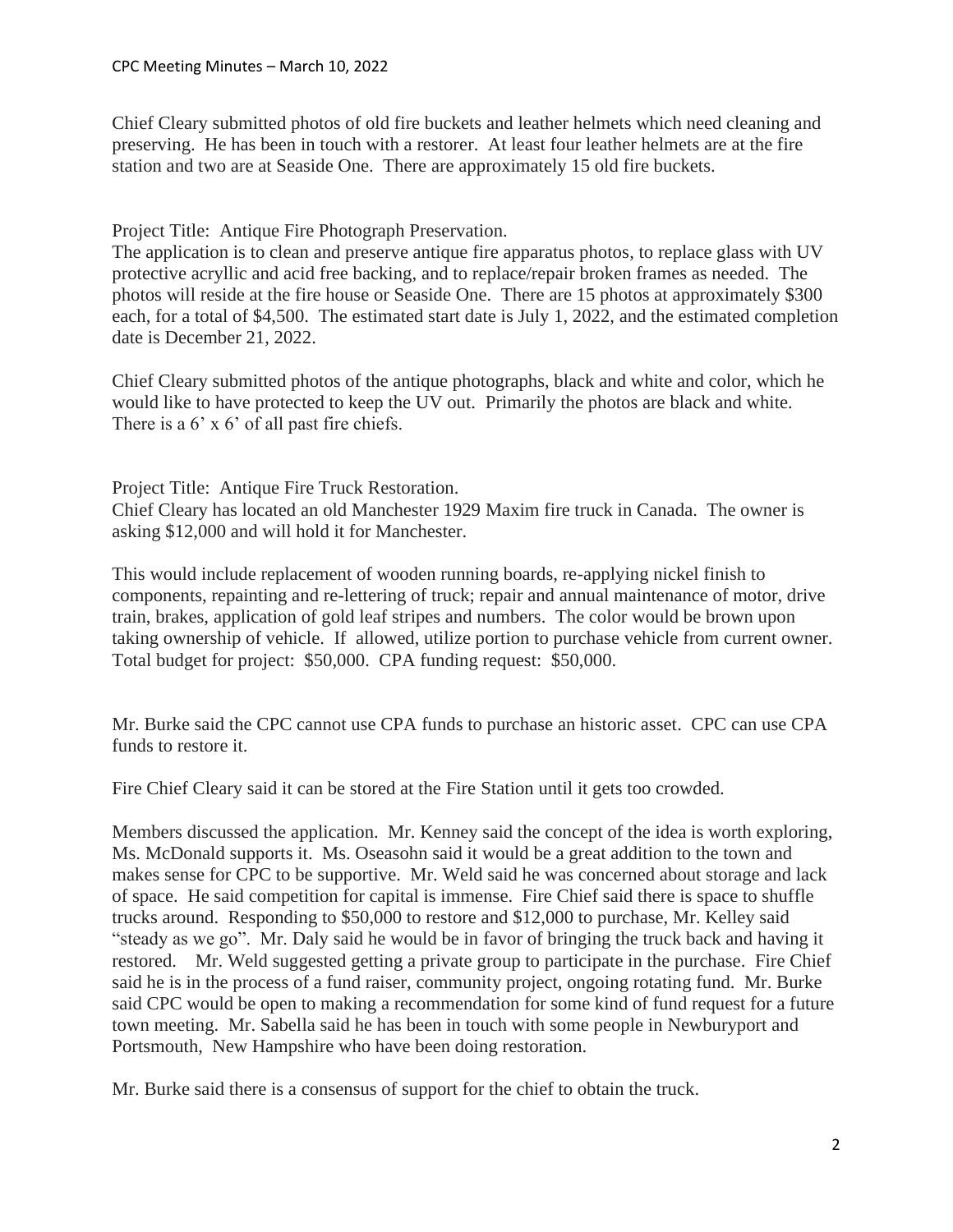Chief Cleary submitted photos of old fire buckets and leather helmets which need cleaning and preserving. He has been in touch with a restorer. At least four leather helmets are at the fire station and two are at Seaside One. There are approximately 15 old fire buckets.

Project Title: Antique Fire Photograph Preservation.
The application is to clean and preserve antique fire apparatus photos, to replace glass with UV protective acryllic and acid free backing, and to replace/repair broken frames as needed. The photos will reside at the fire house or Seaside One. There are 15 photos at approximately $300 each, for a total of $4,500. The estimated start date is July 1, 2022, and the estimated completion date is December 21, 2022.

Chief Cleary submitted photos of the antique photographs, black and white and color, which he would like to have protected to keep the UV out. Primarily the photos are black and white. There is a 6' x 6' of all past fire chiefs.

Project Title: Antique Fire Truck Restoration.
Chief Cleary has located an old Manchester 1929 Maxim fire truck in Canada. The owner is asking $12,000 and will hold it for Manchester.

This would include replacement of wooden running boards, re-applying nickel finish to components, repainting and re-lettering of truck; repair and annual maintenance of motor, drive train, brakes, application of gold leaf stripes and numbers. The color would be brown upon taking ownership of vehicle. If allowed, utilize portion to purchase vehicle from current owner. Total budget for project: $50,000. CPA funding request: $50,000.

Mr. Burke said the CPC cannot use CPA funds to purchase an historic asset. CPC can use CPA funds to restore it.

Fire Chief Cleary said it can be stored at the Fire Station until it gets too crowded.

Members discussed the application. Mr. Kenney said the concept of the idea is worth exploring, Ms. McDonald supports it. Ms. Oseasohn said it would be a great addition to the town and makes sense for CPC to be supportive. Mr. Weld said he was concerned about storage and lack of space. He said competition for capital is immense. Fire Chief said there is space to shuffle trucks around. Responding to $50,000 to restore and $12,000 to purchase, Mr. Kelley said "steady as we go". Mr. Daly said he would be in favor of bringing the truck back and having it restored. Mr. Weld suggested getting a private group to participate in the purchase. Fire Chief said he is in the process of a fund raiser, community project, ongoing rotating fund. Mr. Burke said CPC would be open to making a recommendation for some kind of fund request for a future town meeting. Mr. Sabella said he has been in touch with some people in Newburyport and Portsmouth, New Hampshire who have been doing restoration.

Mr. Burke said there is a consensus of support for the chief to obtain the truck.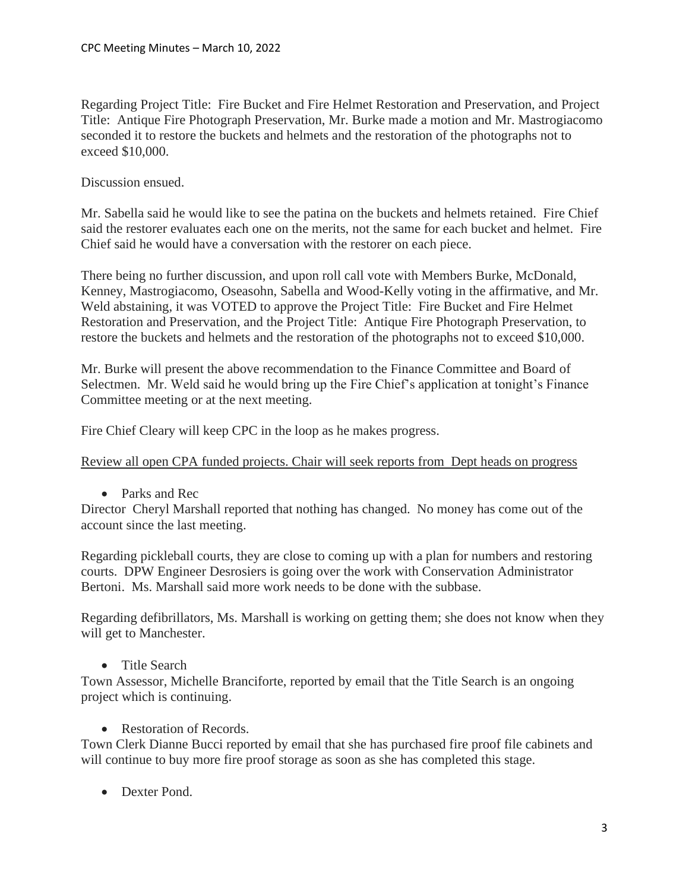Regarding Project Title: Fire Bucket and Fire Helmet Restoration and Preservation, and Project Title: Antique Fire Photograph Preservation, Mr. Burke made a motion and Mr. Mastrogiacomo seconded it to restore the buckets and helmets and the restoration of the photographs not to exceed $10,000.

Discussion ensued.

Mr. Sabella said he would like to see the patina on the buckets and helmets retained. Fire Chief said the restorer evaluates each one on the merits, not the same for each bucket and helmet. Fire Chief said he would have a conversation with the restorer on each piece.

There being no further discussion, and upon roll call vote with Members Burke, McDonald, Kenney, Mastrogiacomo, Oseasohn, Sabella and Wood-Kelly voting in the affirmative, and Mr. Weld abstaining, it was VOTED to approve the Project Title: Fire Bucket and Fire Helmet Restoration and Preservation, and the Project Title: Antique Fire Photograph Preservation, to restore the buckets and helmets and the restoration of the photographs not to exceed $10,000.

Mr. Burke will present the above recommendation to the Finance Committee and Board of Selectmen. Mr. Weld said he would bring up the Fire Chief's application at tonight's Finance Committee meeting or at the next meeting.

Fire Chief Cleary will keep CPC in the loop as he makes progress.

<u>Review all open CPA funded projects. Chair will seek reports from Dept heads on progress</u>

- Parks and Rec

Director Cheryl Marshall reported that nothing has changed. No money has come out of the account since the last meeting.

Regarding pickleball courts, they are close to coming up with a plan for numbers and restoring courts. DPW Engineer Desrosiers is going over the work with Conservation Administrator Bertoni. Ms. Marshall said more work needs to be done with the subbase.

Regarding defibrillators, Ms. Marshall is working on getting them; she does not know when they will get to Manchester.

- Title Search

Town Assessor, Michelle Branciforte, reported by email that the Title Search is an ongoing project which is continuing.

- Restoration of Records.

Town Clerk Dianne Bucci reported by email that she has purchased fire proof file cabinets and will continue to buy more fire proof storage as soon as she has completed this stage.

- Dexter Pond.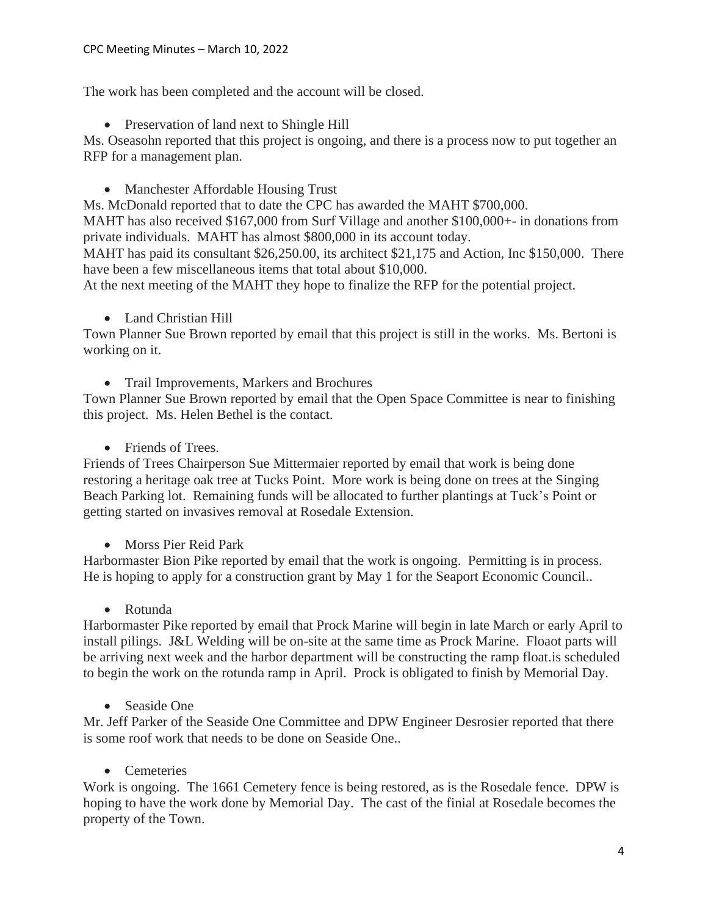The work has been completed and the account will be closed.

- Preservation of land next to Shingle Hill

Ms. Oseasohn reported that this project is ongoing, and there is a process now to put together an RFP for a management plan.

- Manchester Affordable Housing Trust

Ms. McDonald reported that to date the CPC has awarded the MAHT $700,000.
MAHT has also received $167,000 from Surf Village and another $100,000+- in donations from private individuals. MAHT has almost $800,000 in its account today.
MAHT has paid its consultant $26,250.00, its architect $21,175 and Action, Inc $150,000. There have been a few miscellaneous items that total about $10,000.
At the next meeting of the MAHT they hope to finalize the RFP for the potential project.

- Land Christian Hill

Town Planner Sue Brown reported by email that this project is still in the works. Ms. Bertoni is working on it.

- Trail Improvements, Markers and Brochures

Town Planner Sue Brown reported by email that the Open Space Committee is near to finishing this project. Ms. Helen Bethel is the contact.

- Friends of Trees.

Friends of Trees Chairperson Sue Mittermaier reported by email that work is being done restoring a heritage oak tree at Tucks Point. More work is being done on trees at the Singing Beach Parking lot. Remaining funds will be allocated to further plantings at Tuck's Point or getting started on invasives removal at Rosedale Extension.

- Morss Pier Reid Park

Harbormaster Bion Pike reported by email that the work is ongoing. Permitting is in process. He is hoping to apply for a construction grant by May 1 for the Seaport Economic Council..

- Rotunda

Harbormaster Pike reported by email that Prock Marine will begin in late March or early April to install pilings. J&L Welding will be on-site at the same time as Prock Marine. Floaot parts will be arriving next week and the harbor department will be constructing the ramp float.is scheduled to begin the work on the rotunda ramp in April. Prock is obligated to finish by Memorial Day.

- Seaside One

Mr. Jeff Parker of the Seaside One Committee and DPW Engineer Desrosier reported that there is some roof work that needs to be done on Seaside One..

- Cemeteries

Work is ongoing. The 1661 Cemetery fence is being restored, as is the Rosedale fence. DPW is hoping to have the work done by Memorial Day. The cast of the finial at Rosedale becomes the property of the Town.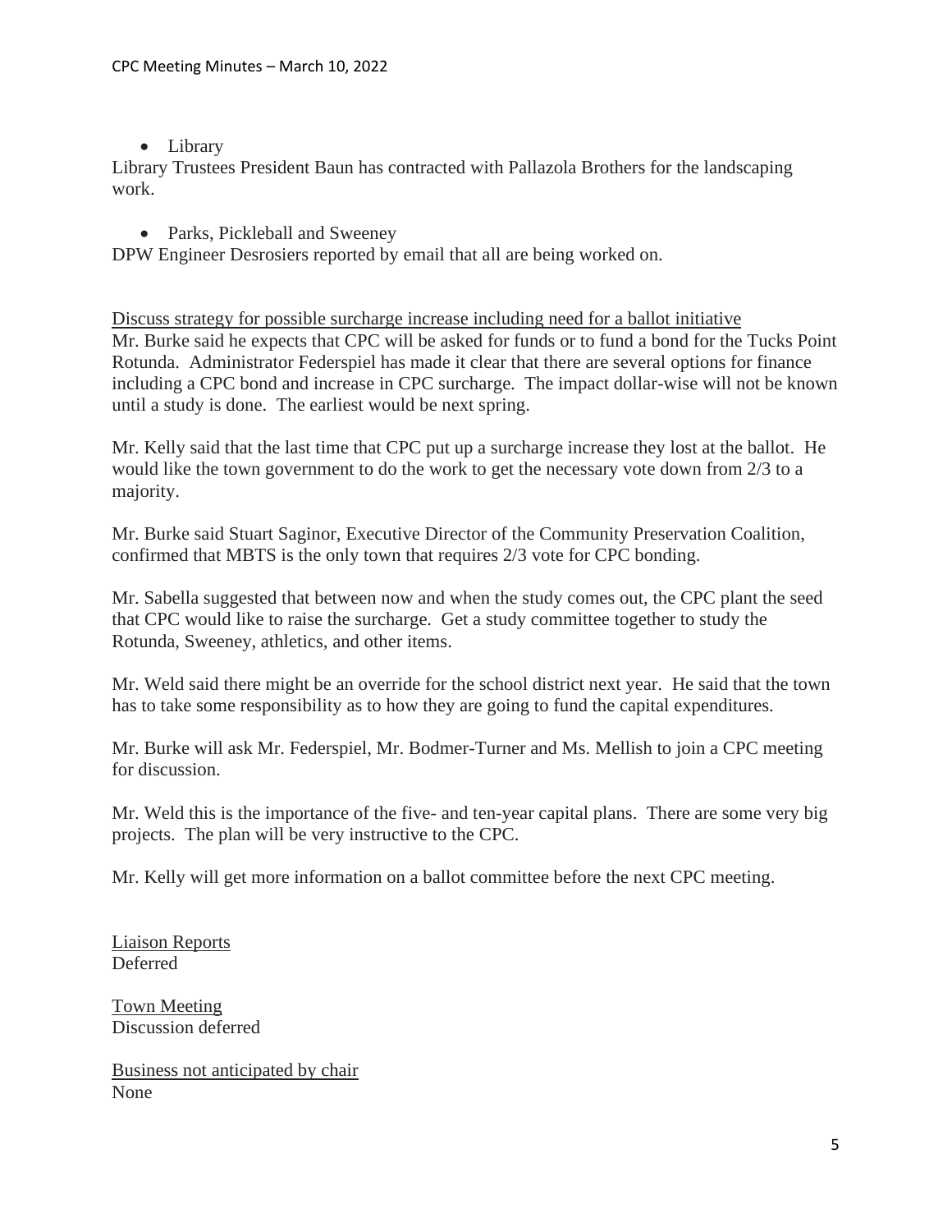- Library

Library Trustees President Baun has contracted with Pallazola Brothers for the landscaping work.

- Parks, Pickleball and Sweeney

DPW Engineer Desrosiers reported by email that all are being worked on.

<u>Discuss strategy for possible surcharge increase including need for a ballot initiative</u>

Mr. Burke said he expects that CPC will be asked for funds or to fund a bond for the Tucks Point Rotunda. Administrator Federspiel has made it clear that there are several options for finance including a CPC bond and increase in CPC surcharge. The impact dollar-wise will not be known until a study is done. The earliest would be next spring.

Mr. Kelly said that the last time that CPC put up a surcharge increase they lost at the ballot. He would like the town government to do the work to get the necessary vote down from 2/3 to a majority.

Mr. Burke said Stuart Saginor, Executive Director of the Community Preservation Coalition, confirmed that MBTS is the only town that requires 2/3 vote for CPC bonding.

Mr. Sabella suggested that between now and when the study comes out, the CPC plant the seed that CPC would like to raise the surcharge. Get a study committee together to study the Rotunda, Sweeney, athletics, and other items.

Mr. Weld said there might be an override for the school district next year. He said that the town has to take some responsibility as to how they are going to fund the capital expenditures.

Mr. Burke will ask Mr. Federspiel, Mr. Bodmer-Turner and Ms. Mellish to join a CPC meeting for discussion.

Mr. Weld this is the importance of the five- and ten-year capital plans. There are some very big projects. The plan will be very instructive to the CPC.

Mr. Kelly will get more information on a ballot committee before the next CPC meeting.

<u>Liaison Reports</u>

Deferred

<u>Town Meeting</u>

Discussion deferred

<u>Business not anticipated by chair</u>

None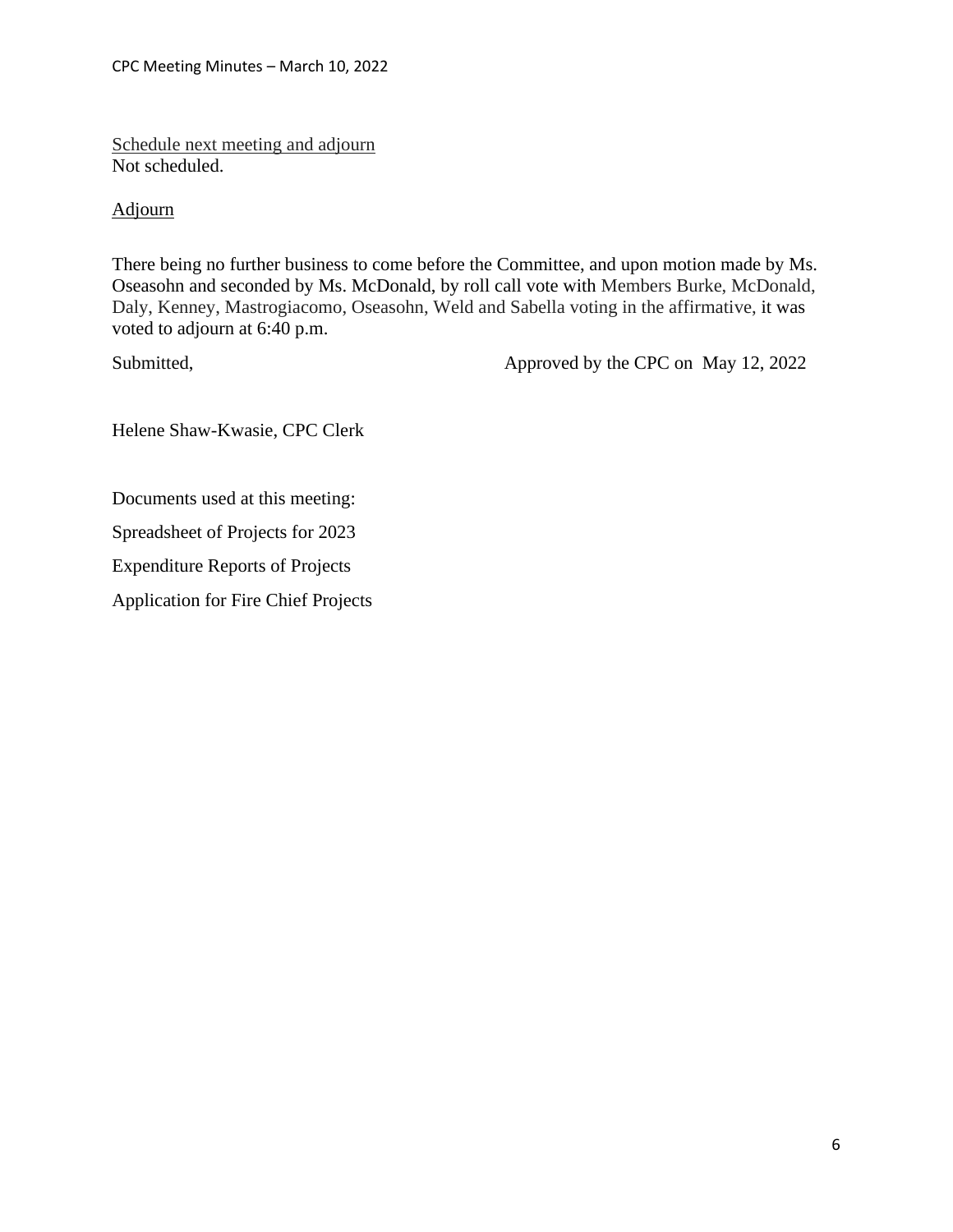Schedule next meeting and adjourn

Not scheduled.

Adjourn

There being no further business to come before the Committee, and upon motion made by Ms. Oseasohn and seconded by Ms. McDonald, by roll call vote with Members Burke, McDonald, Daly, Kenney, Mastrogiacomo, Oseasohn, Weld and Sabella voting in the affirmative, it was voted to adjourn at 6:40 p.m.

Submitted,

Approved by the CPC on May 12, 2022

Helene Shaw-Kwasie, CPC Clerk

Documents used at this meeting:

Spreadsheet of Projects for 2023

Expenditure Reports of Projects

Application for Fire Chief Projects